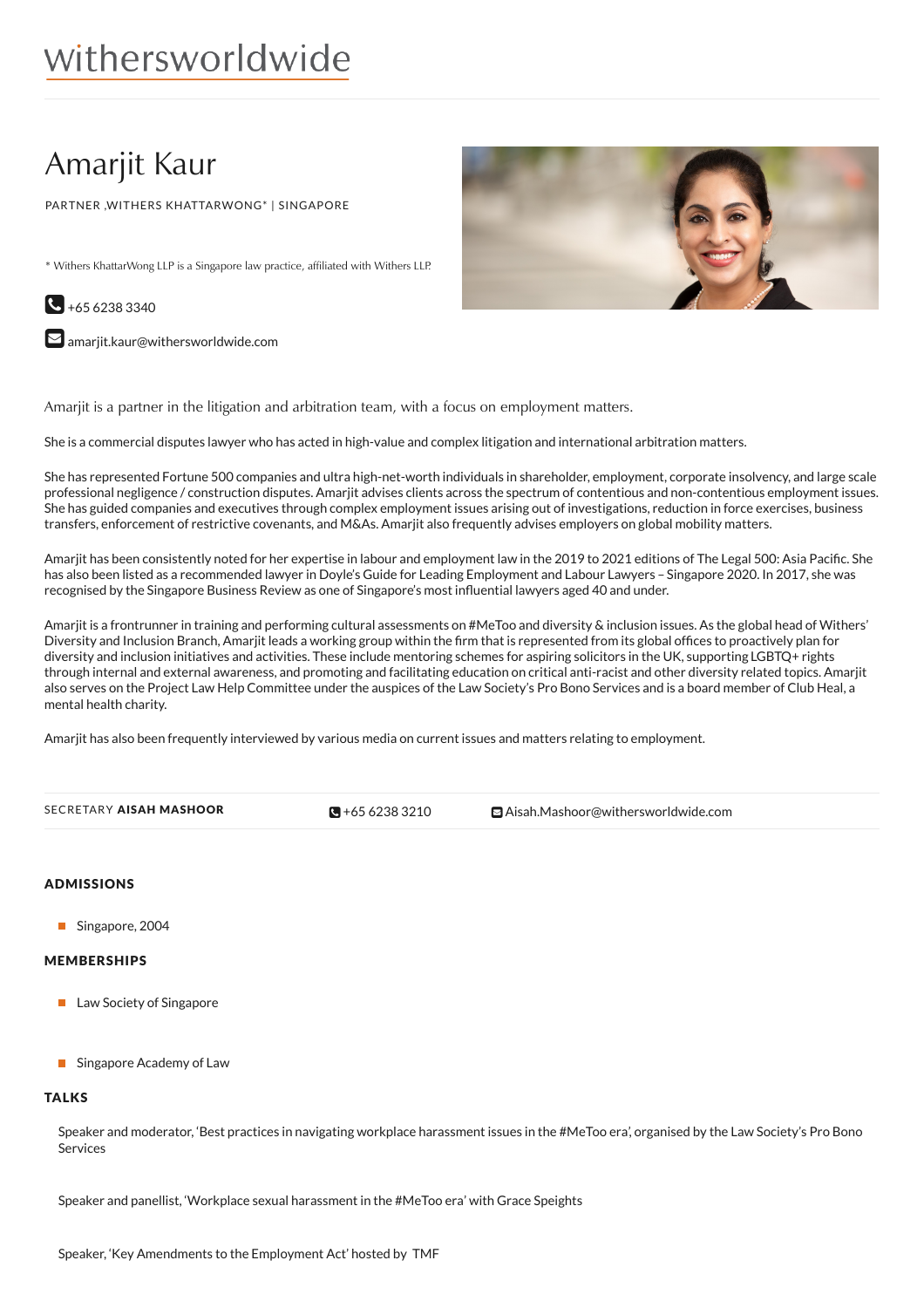withersworldwide

# Amarjit Kaur

PARTNER ,WITHERS KHATTARWONG* | SINGAPORE

* Withers KhattarWong LLP is a Singapore law practice, affiliated with Withers LLP.

+65 6238 3340

amarjit.kaur@withersworldwide.com

Amarjit is a partner in the litigation and arbitration team, with a focus on employment matters.

She is a commercial disputes lawyer who has acted in high-value and complex litigation and international arbitration matters.

She has represented Fortune 500 companies and ultra high-net-worth individuals in shareholder, employment, corporate insolvency, and large scale professional negligence / construction disputes. Amarjit advises clients across the spectrum of contentious and non-contentious employment issues. She has guided companies and executives through complex employment issues arising out of investigations, reduction in force exercises, business transfers, enforcement of restrictive covenants, and M&As. Amarjit also frequently advises employers on global mobility matters.

Amarjit has been consistently noted for her expertise in labour and employment law in the 2019 to 2021 editions of The Legal 500: Asia Pacific. She has also been listed as a recommended lawyer in Doyle's Guide for Leading Employment and Labour Lawyers – Singapore 2020. In 2017, she was recognised by the Singapore Business Review as one of Singapore's most influential lawyers aged 40 and under.

Amarjit is a frontrunner in training and performing cultural assessments on #MeToo and diversity & inclusion issues. As the global head of Withers' Diversity and Inclusion Branch, Amarjit leads a working group within the firm that is represented from its global offices to proactively plan for diversity and inclusion initiatives and activities. These include mentoring schemes for aspiring solicitors in the UK, supporting LGBTQ+ rights through internal and external awareness, and promoting and facilitating education on critical anti-racist and other diversity related topics. Amarjit also serves on the Project Law Help Committee under the auspices of the Law Society's Pro Bono Services and is a board member of Club Heal, a mental health charity.

Amarjit has also been frequently interviewed by various media on current issues and matters relating to employment.

SECRETARY **AISAH MASHOOR** | +65 6238 3210 | Aisah.Mashoor@withersworldwide.com

## ADMISSIONS

- Singapore, 2004

## MEMBERSHIPS

- Law Society of Singapore
- Singapore Academy of Law

## TALKS

Speaker and moderator, 'Best practices in navigating workplace harassment issues in the #MeToo era', organised by the Law Society's Pro Bono Services

Speaker and panellist, 'Workplace sexual harassment in the #MeToo era' with Grace Speights

Speaker, 'Key Amendments to the Employment Act' hosted by TMF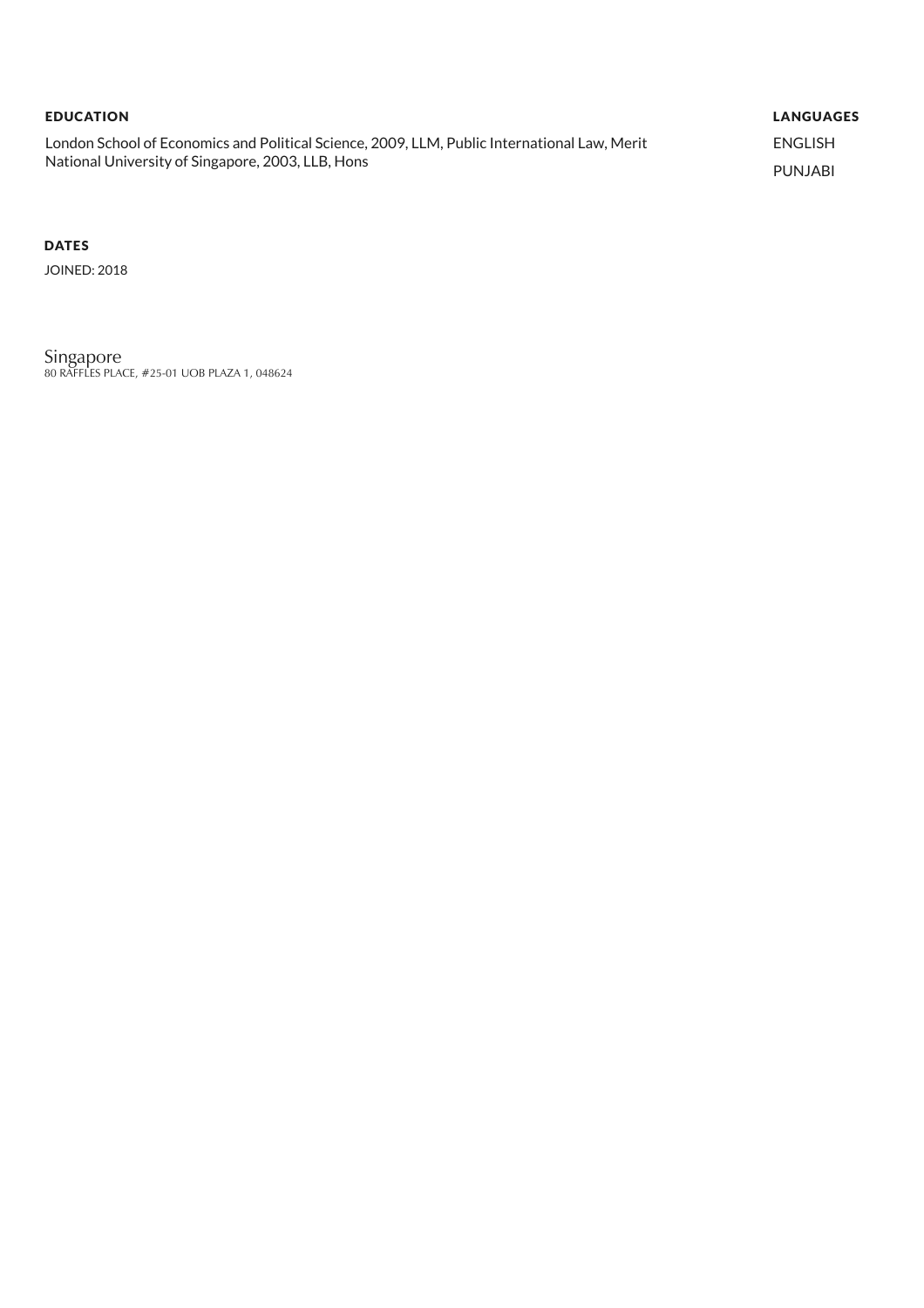## EDUCATION

London School of Economics and Political Science, 2009, LLM, Public International Law, Merit
National University of Singapore, 2003, LLB, Hons

## LANGUAGES

ENGLISH

PUNJABI

## DATES

JOINED: 2018

Singapore
80 RAFFLES PLACE, #25-01 UOB PLAZA 1, 048624